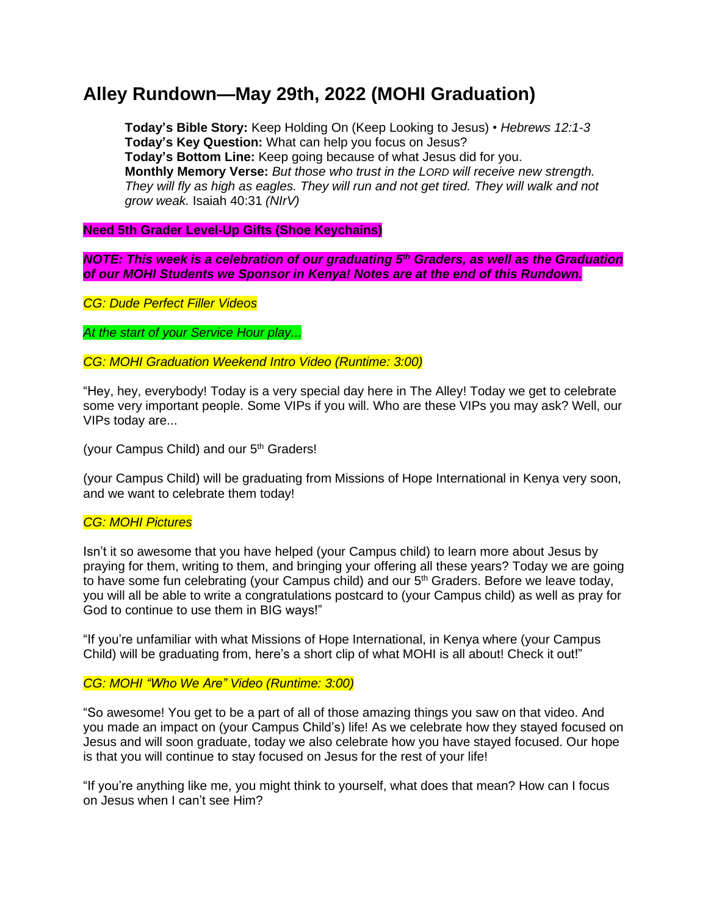# Alley Rundown—May 29th, 2022 (MOHI Graduation)

**Today's Bible Story:** Keep Holding On (Keep Looking to Jesus) • *Hebrews 12:1-3*
**Today's Key Question:** What can help you focus on Jesus?
**Today's Bottom Line:** Keep going because of what Jesus did for you.
**Monthly Memory Verse:** *But those who trust in the LORD will receive new strength. They will fly as high as eagles. They will run and not get tired. They will walk and not grow weak.* Isaiah 40:31 *(NIrV)*

**Need 5th Grader Level-Up Gifts (Shoe Keychains)**

***NOTE: This week is a celebration of our graduating 5th Graders, as well as the Graduation of our MOHI Students we Sponsor in Kenya! Notes are at the end of this Rundown.***

*CG: Dude Perfect Filler Videos*

*At the start of your Service Hour play...*

*CG: MOHI Graduation Weekend Intro Video (Runtime: 3:00)*

"Hey, hey, everybody! Today is a very special day here in The Alley! Today we get to celebrate some very important people. Some VIPs if you will. Who are these VIPs you may ask? Well, our VIPs today are...

(your Campus Child) and our 5th Graders!

(your Campus Child) will be graduating from Missions of Hope International in Kenya very soon, and we want to celebrate them today!

*CG: MOHI Pictures*

Isn't it so awesome that you have helped (your Campus child) to learn more about Jesus by praying for them, writing to them, and bringing your offering all these years? Today we are going to have some fun celebrating (your Campus child) and our 5th Graders. Before we leave today, you will all be able to write a congratulations postcard to (your Campus child) as well as pray for God to continue to use them in BIG ways!"

"If you're unfamiliar with what Missions of Hope International, in Kenya where (your Campus Child) will be graduating from, here's a short clip of what MOHI is all about! Check it out!"

*CG: MOHI "Who We Are" Video (Runtime: 3:00)*

"So awesome! You get to be a part of all of those amazing things you saw on that video. And you made an impact on (your Campus Child's) life! As we celebrate how they stayed focused on Jesus and will soon graduate, today we also celebrate how you have stayed focused. Our hope is that you will continue to stay focused on Jesus for the rest of your life!

"If you're anything like me, you might think to yourself, what does that mean? How can I focus on Jesus when I can't see Him?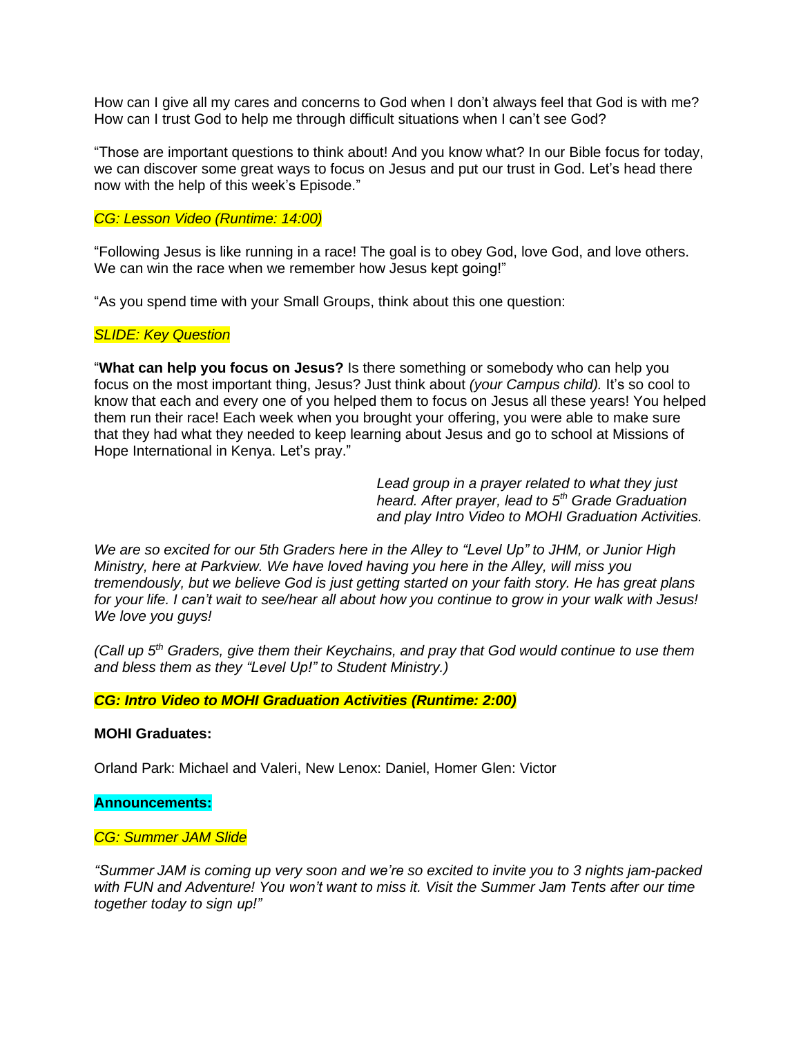How can I give all my cares and concerns to God when I don't always feel that God is with me? How can I trust God to help me through difficult situations when I can't see God?

"Those are important questions to think about! And you know what? In our Bible focus for today, we can discover some great ways to focus on Jesus and put our trust in God. Let's head there now with the help of this week's Episode."

*CG: Lesson Video (Runtime: 14:00)*

"Following Jesus is like running in a race! The goal is to obey God, love God, and love others. We can win the race when we remember how Jesus kept going!"

"As you spend time with your Small Groups, think about this one question:

*SLIDE: Key Question*

"**What can help you focus on Jesus?** Is there something or somebody who can help you focus on the most important thing, Jesus? Just think about *(your Campus child).* It's so cool to know that each and every one of you helped them to focus on Jesus all these years! You helped them run their race! Each week when you brought your offering, you were able to make sure that they had what they needed to keep learning about Jesus and go to school at Missions of Hope International in Kenya. Let's pray."

*Lead group in a prayer related to what they just heard. After prayer, lead to 5th Grade Graduation and play Intro Video to MOHI Graduation Activities.*

*We are so excited for our 5th Graders here in the Alley to "Level Up" to JHM, or Junior High Ministry, here at Parkview. We have loved having you here in the Alley, will miss you tremendously, but we believe God is just getting started on your faith story. He has great plans for your life. I can't wait to see/hear all about how you continue to grow in your walk with Jesus! We love you guys!*

*(Call up 5th Graders, give them their Keychains, and pray that God would continue to use them and bless them as they "Level Up!" to Student Ministry.)*

***CG: Intro Video to MOHI Graduation Activities (Runtime: 2:00)***

**MOHI Graduates:**

Orland Park: Michael and Valeri, New Lenox: Daniel, Homer Glen: Victor

**Announcements:**

*CG: Summer JAM Slide*

*"Summer JAM is coming up very soon and we're so excited to invite you to 3 nights jam-packed with FUN and Adventure! You won't want to miss it. Visit the Summer Jam Tents after our time together today to sign up!"*